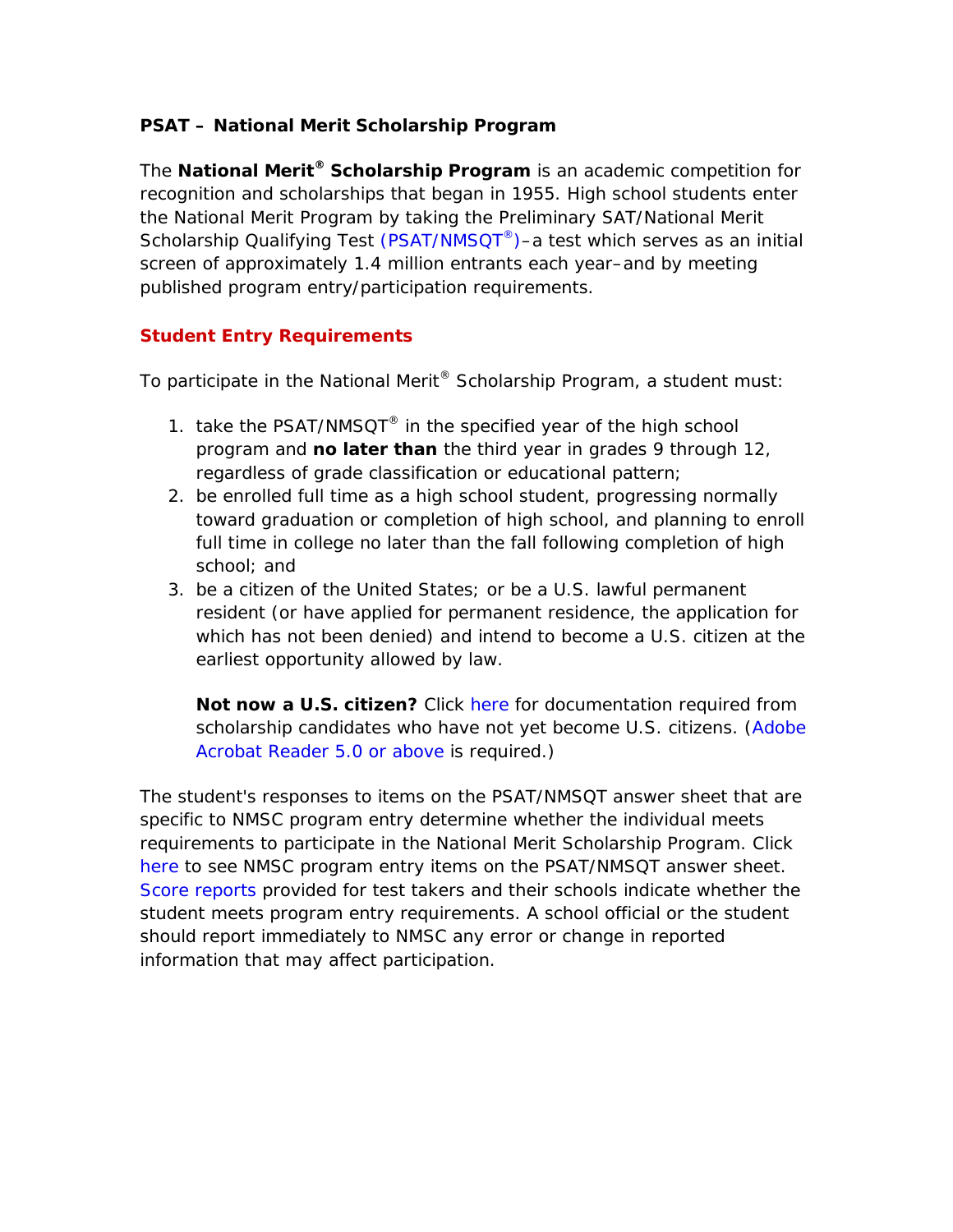**PSAT – National Merit Scholarship Program**

The **National Merit® Scholarship Program** is an academic competition for recognition and scholarships that began in 1955. High school students enter the National Merit Program by taking the Preliminary SAT/National Merit Scholarship Qualifying Test (PSAT/NMSQT®)–a test which serves as an initial screen of approximately 1.4 million entrants each year–and by meeting published program entry/participation requirements.

**Student Entry Requirements**

To participate in the National Merit® Scholarship Program, a student must:

1. take the PSAT/NMSQT® in the specified year of the high school program and **no later than** the third year in grades 9 through 12, regardless of grade classification or educational pattern;
2. be enrolled full time as a high school student, progressing normally toward graduation or completion of high school, and planning to enroll full time in college no later than the fall following completion of high school; and
3. be a citizen of the United States; or be a U.S. lawful permanent resident (or have applied for permanent residence, the application for which has not been denied) and intend to become a U.S. citizen at the earliest opportunity allowed by law.

   **Not now a U.S. citizen?** Click here for documentation required from scholarship candidates who have not yet become U.S. citizens. (Adobe Acrobat Reader 5.0 or above is required.)

The student's responses to items on the PSAT/NMSQT answer sheet that are specific to NMSC program entry determine whether the individual meets requirements to participate in the National Merit Scholarship Program. Click here to see NMSC program entry items on the PSAT/NMSQT answer sheet. Score reports provided for test takers and their schools indicate whether the student meets program entry requirements. A school official or the student should report immediately to NMSC any error or change in reported information that may affect participation.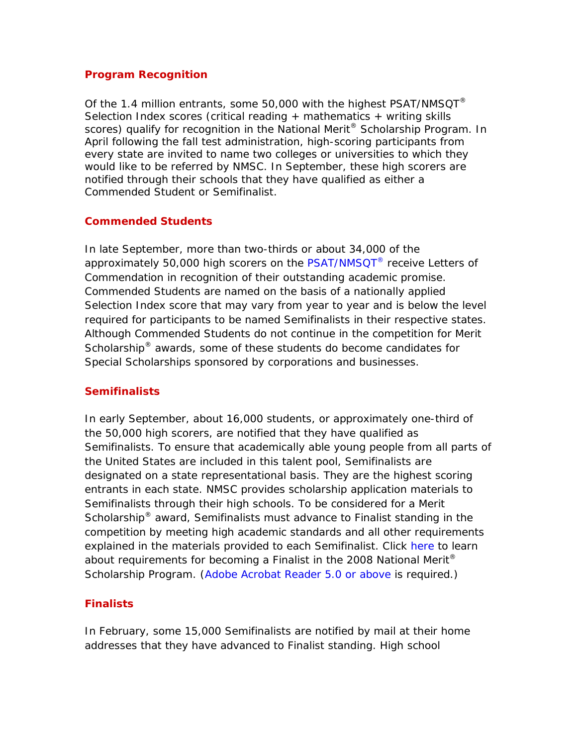## Program Recognition

Of the 1.4 million entrants, some 50,000 with the highest PSAT/NMSQT® Selection Index scores (critical reading + mathematics + writing skills scores) qualify for recognition in the National Merit® Scholarship Program. In April following the fall test administration, high-scoring participants from every state are invited to name two colleges or universities to which they would like to be referred by NMSC. In September, these high scorers are notified through their schools that they have qualified as either a Commended Student or Semifinalist.

## Commended Students

In late September, more than two-thirds or about 34,000 of the approximately 50,000 high scorers on the PSAT/NMSQT® receive Letters of Commendation in recognition of their outstanding academic promise. Commended Students are named on the basis of a nationally applied Selection Index score that may vary from year to year and is below the level required for participants to be named Semifinalists in their respective states. Although Commended Students do not continue in the competition for Merit Scholarship® awards, some of these students do become candidates for Special Scholarships sponsored by corporations and businesses.

## Semifinalists

In early September, about 16,000 students, or approximately one-third of the 50,000 high scorers, are notified that they have qualified as Semifinalists. To ensure that academically able young people from all parts of the United States are included in this talent pool, Semifinalists are designated on a state representational basis. They are the highest scoring entrants in each state. NMSC provides scholarship application materials to Semifinalists through their high schools. To be considered for a Merit Scholarship® award, Semifinalists must advance to Finalist standing in the competition by meeting high academic standards and all other requirements explained in the materials provided to each Semifinalist. Click here to learn about requirements for becoming a Finalist in the 2008 National Merit® Scholarship Program. (Adobe Acrobat Reader 5.0 or above is required.)

## Finalists

In February, some 15,000 Semifinalists are notified by mail at their home addresses that they have advanced to Finalist standing. High school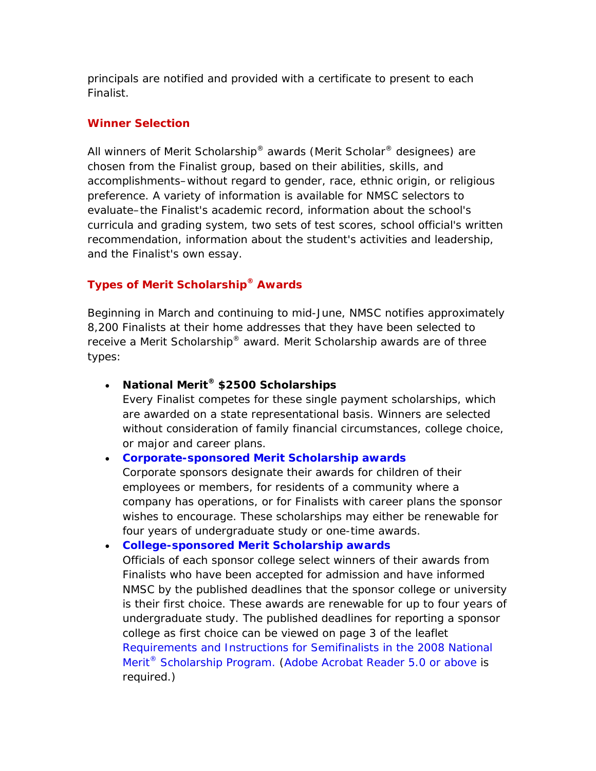principals are notified and provided with a certificate to present to each Finalist.

## Winner Selection

All winners of Merit Scholarship® awards (Merit Scholar® designees) are chosen from the Finalist group, based on their abilities, skills, and accomplishments–without regard to gender, race, ethnic origin, or religious preference. A variety of information is available for NMSC selectors to evaluate–the Finalist's academic record, information about the school's curricula and grading system, two sets of test scores, school official's written recommendation, information about the student's activities and leadership, and the Finalist's own essay.

## Types of Merit Scholarship® Awards

Beginning in March and continuing to mid-June, NMSC notifies approximately 8,200 Finalists at their home addresses that they have been selected to receive a Merit Scholarship® award. Merit Scholarship awards are of three types:

- **National Merit® $2500 Scholarships**
  Every Finalist competes for these single payment scholarships, which are awarded on a state representational basis. Winners are selected without consideration of family financial circumstances, college choice, or major and career plans.
- **Corporate-sponsored Merit Scholarship awards**
  Corporate sponsors designate their awards for children of their employees or members, for residents of a community where a company has operations, or for Finalists with career plans the sponsor wishes to encourage. These scholarships may either be renewable for four years of undergraduate study or one-time awards.
- **College-sponsored Merit Scholarship awards**
  Officials of each sponsor college select winners of their awards from Finalists who have been accepted for admission and have informed NMSC by the published deadlines that the sponsor college or university is their first choice. These awards are renewable for up to four years of undergraduate study. The published deadlines for reporting a sponsor college as first choice can be viewed on page 3 of the leaflet Requirements and Instructions for Semifinalists in the 2008 National Merit® Scholarship Program. (Adobe Acrobat Reader 5.0 or above is required.)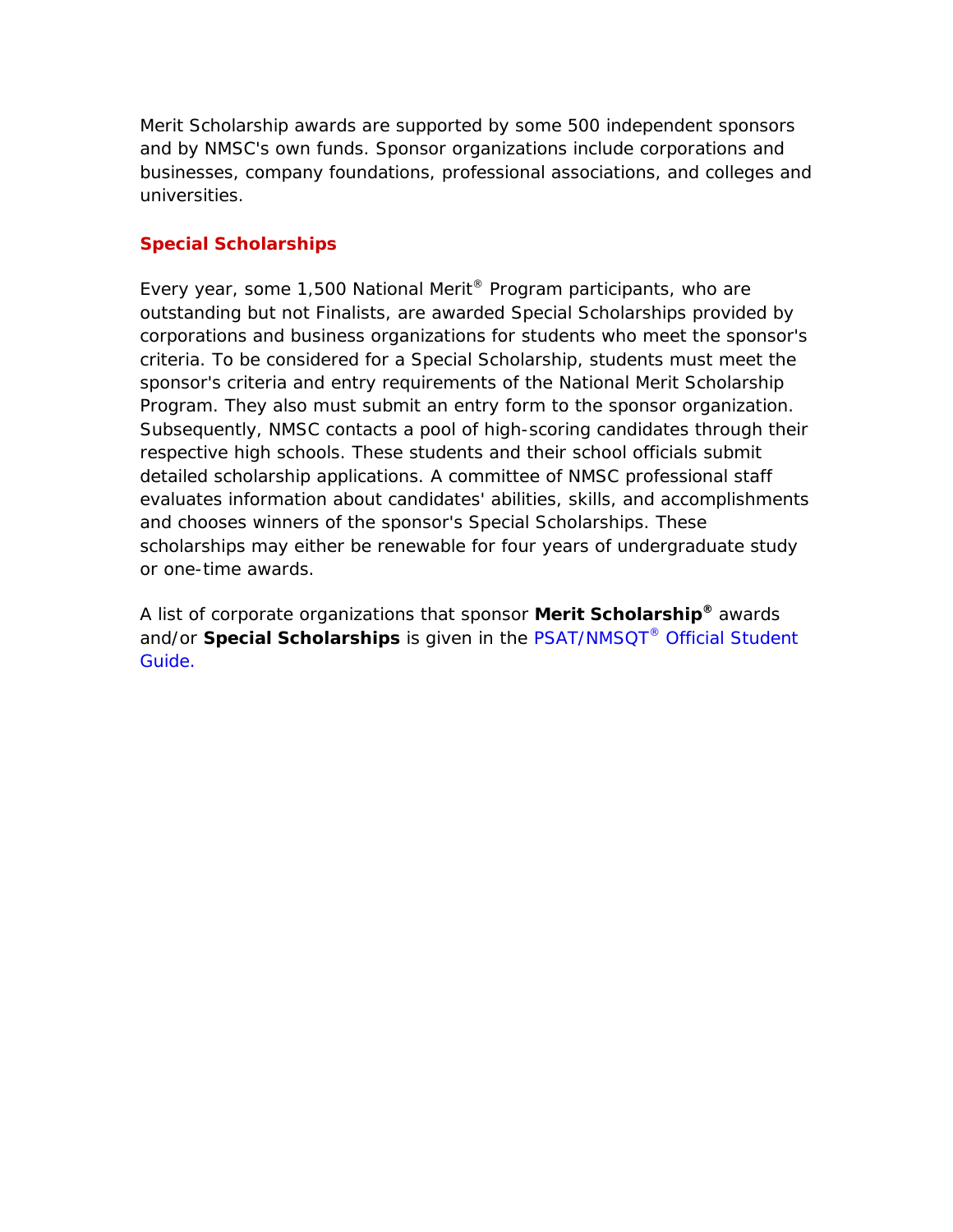Merit Scholarship awards are supported by some 500 independent sponsors and by NMSC's own funds. Sponsor organizations include corporations and businesses, company foundations, professional associations, and colleges and universities.

## Special Scholarships

Every year, some 1,500 National Merit® Program participants, who are outstanding but not Finalists, are awarded Special Scholarships provided by corporations and business organizations for students who meet the sponsor's criteria. To be considered for a Special Scholarship, students must meet the sponsor's criteria and entry requirements of the National Merit Scholarship Program. They also must submit an entry form to the sponsor organization. Subsequently, NMSC contacts a pool of high-scoring candidates through their respective high schools. These students and their school officials submit detailed scholarship applications. A committee of NMSC professional staff evaluates information about candidates' abilities, skills, and accomplishments and chooses winners of the sponsor's Special Scholarships. These scholarships may either be renewable for four years of undergraduate study or one-time awards.

A list of corporate organizations that sponsor **Merit Scholarship®** awards and/or **Special Scholarships** is given in the PSAT/NMSQT® Official Student Guide.